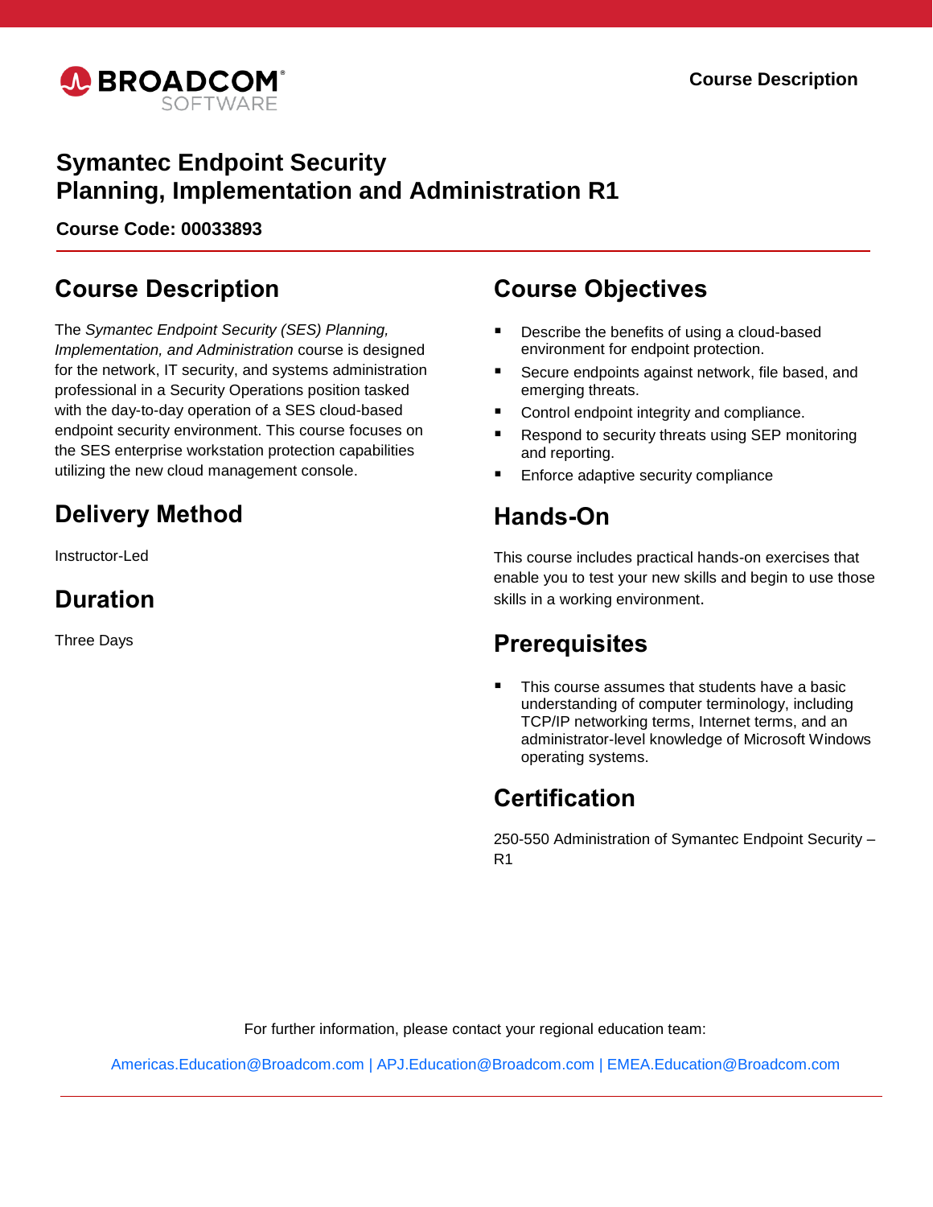# Symantec Endpoint Security Planning, Implementation and Administration R1

**Course Code: 00033893**

## Course Description

The *Symantec Endpoint Security (SES) Planning, Implementation, and Administration* course is designed for the network, IT security, and systems administration professional in a Security Operations position tasked with the day-to-day operation of a SES cloud-based endpoint security environment. This course focuses on the SES enterprise workstation protection capabilities utilizing the new cloud management console.

## Delivery Method

Instructor-Led

## Duration

Three Days

## Course Objectives

- Describe the benefits of using a cloud-based environment for endpoint protection.
- Secure endpoints against network, file based, and emerging threats.
- Control endpoint integrity and compliance.
- Respond to security threats using SEP monitoring and reporting.
- Enforce adaptive security compliance

## Hands-On

This course includes practical hands-on exercises that enable you to test your new skills and begin to use those skills in a working environment.

## Prerequisites

- This course assumes that students have a basic understanding of computer terminology, including TCP/IP networking terms, Internet terms, and an administrator-level knowledge of Microsoft Windows operating systems.

## Certification

250-550 Administration of Symantec Endpoint Security – R1

For further information, please contact your regional education team:

Americas.Education@Broadcom.com | APJ.Education@Broadcom.com | EMEA.Education@Broadcom.com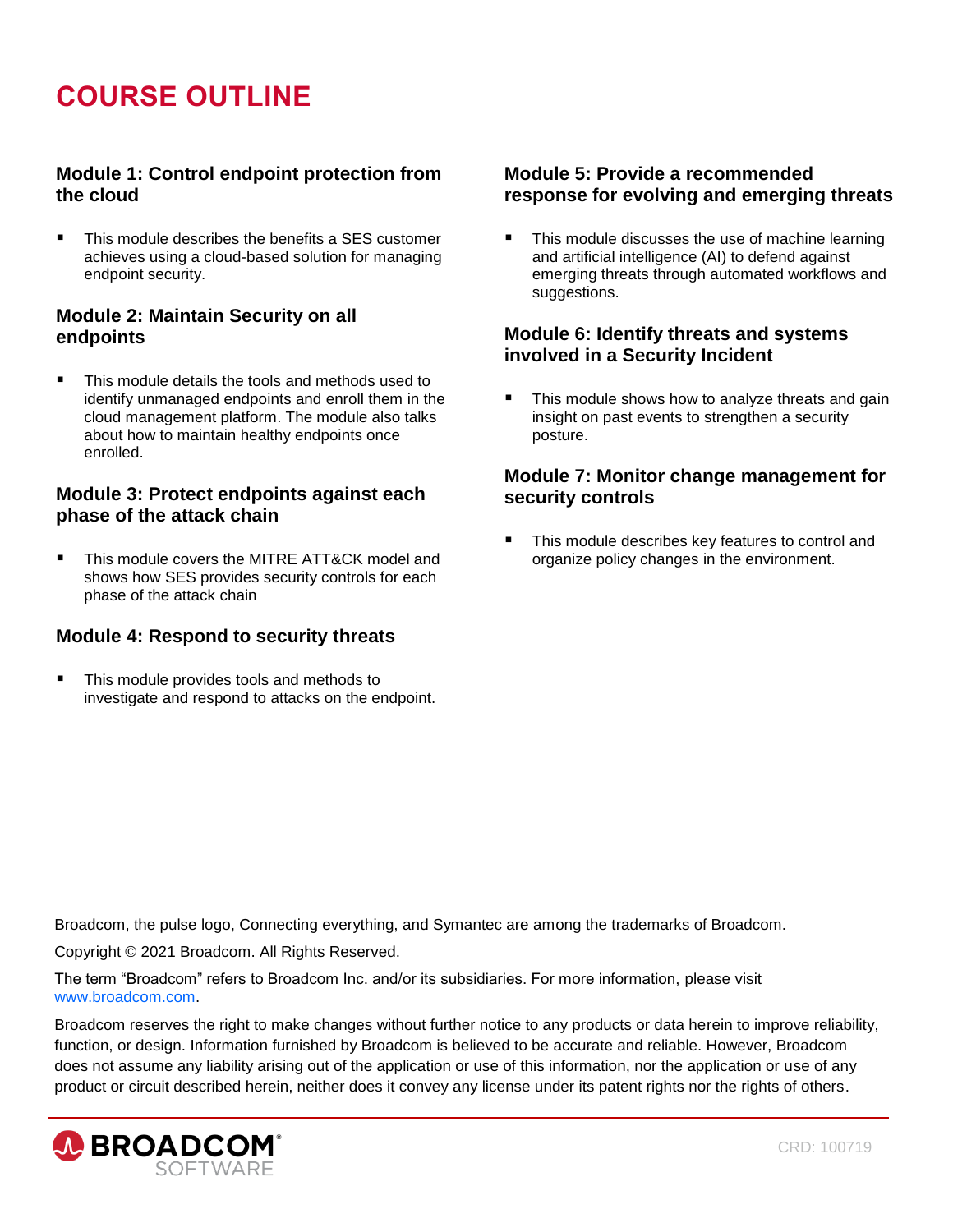# COURSE OUTLINE

### Module 1: Control endpoint protection from the cloud

- This module describes the benefits a SES customer achieves using a cloud-based solution for managing endpoint security.

### Module 2: Maintain Security on all endpoints

- This module details the tools and methods used to identify unmanaged endpoints and enroll them in the cloud management platform. The module also talks about how to maintain healthy endpoints once enrolled.

### Module 3: Protect endpoints against each phase of the attack chain

- This module covers the MITRE ATT&CK model and shows how SES provides security controls for each phase of the attack chain

### Module 4: Respond to security threats

- This module provides tools and methods to investigate and respond to attacks on the endpoint.

### Module 5: Provide a recommended response for evolving and emerging threats

- This module discusses the use of machine learning and artificial intelligence (AI) to defend against emerging threats through automated workflows and suggestions.

### Module 6: Identify threats and systems involved in a Security Incident

- This module shows how to analyze threats and gain insight on past events to strengthen a security posture.

### Module 7: Monitor change management for security controls

- This module describes key features to control and organize policy changes in the environment.

Broadcom, the pulse logo, Connecting everything, and Symantec are among the trademarks of Broadcom.

Copyright © 2021 Broadcom. All Rights Reserved.

The term "Broadcom" refers to Broadcom Inc. and/or its subsidiaries. For more information, please visit www.broadcom.com.

Broadcom reserves the right to make changes without further notice to any products or data herein to improve reliability, function, or design. Information furnished by Broadcom is believed to be accurate and reliable. However, Broadcom does not assume any liability arising out of the application or use of this information, nor the application or use of any product or circuit described herein, neither does it convey any license under its patent rights nor the rights of others.

BROADCOM® SOFTWARE

CRD: 100719